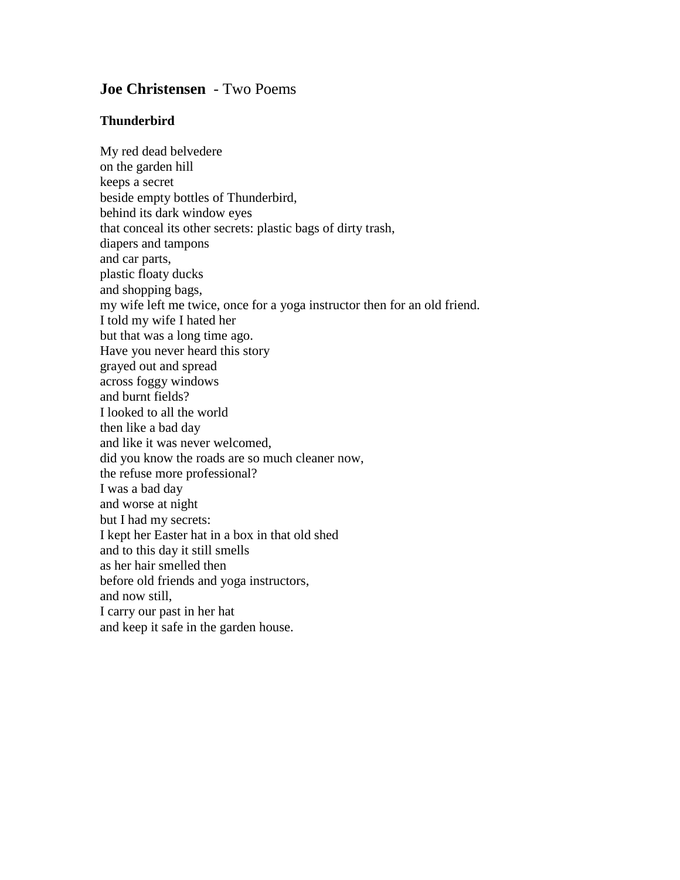# **Joe Christensen** - Two Poems

## Thunderbird

My red dead belvedere  
on the garden hill  
keeps a secret  
beside empty bottles of Thunderbird,  
behind its dark window eyes  
that conceal its other secrets: plastic bags of dirty trash,  
diapers and tampons  
and car parts,  
plastic floaty ducks  
and shopping bags,  
my wife left me twice, once for a yoga instructor then for an old friend.  
I told my wife I hated her  
but that was a long time ago.  
Have you never heard this story  
grayed out and spread  
across foggy windows  
and burnt fields?  
I looked to all the world  
then like a bad day  
and like it was never welcomed,  
did you know the roads are so much cleaner now,  
the refuse more professional?  
I was a bad day  
and worse at night  
but I had my secrets:  
I kept her Easter hat in a box in that old shed  
and to this day it still smells  
as her hair smelled then  
before old friends and yoga instructors,  
and now still,  
I carry our past in her hat  
and keep it safe in the garden house.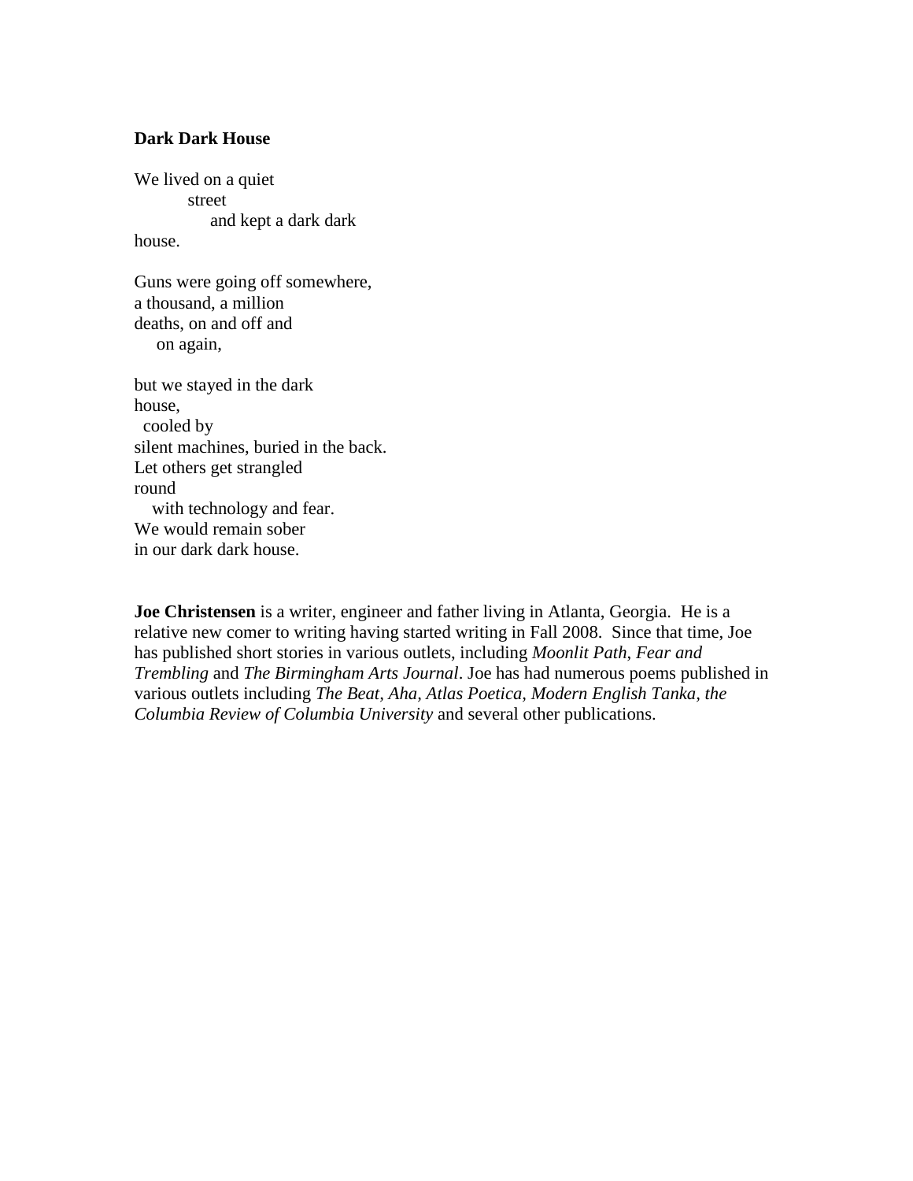**Dark Dark House**

We lived on a quiet  
&nbsp;&nbsp;&nbsp;&nbsp;&nbsp;&nbsp;&nbsp;&nbsp;&nbsp;&nbsp;street  
&nbsp;&nbsp;&nbsp;&nbsp;&nbsp;&nbsp;&nbsp;&nbsp;&nbsp;&nbsp;&nbsp;&nbsp;&nbsp;&nbsp;and kept a dark dark  
house.

Guns were going off somewhere,  
a thousand, a million  
deaths, on and off and  
&nbsp;&nbsp;&nbsp;&nbsp;&nbsp;on again,

but we stayed in the dark  
house,  
&nbsp;&nbsp;cooled by  
silent machines, buried in the back.  
Let others get strangled  
round  
&nbsp;&nbsp;&nbsp;&nbsp;with technology and fear.  
We would remain sober  
in our dark dark house.

**Joe Christensen** is a writer, engineer and father living in Atlanta, Georgia. He is a relative new comer to writing having started writing in Fall 2008. Since that time, Joe has published short stories in various outlets, including *Moonlit Path, Fear and Trembling* and *The Birmingham Arts Journal*. Joe has had numerous poems published in various outlets including *The Beat, Aha, Atlas Poetica, Modern English Tanka, the Columbia Review of Columbia University* and several other publications.